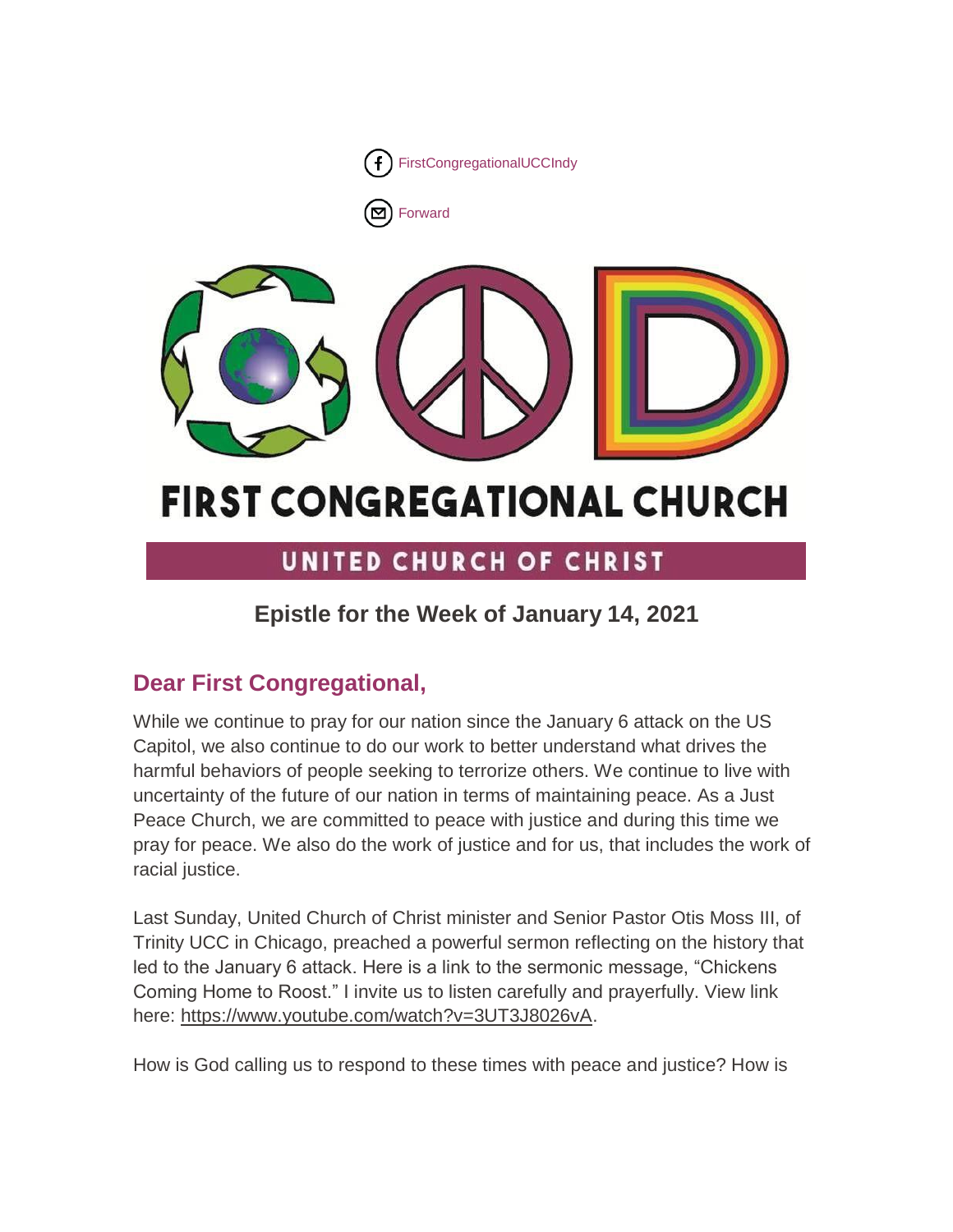FirstCongregationalUCCIndy

Forward

# FIRST CONGREGATIONAL CHURCH

## UNITED CHURCH OF CHRIST

### Epistle for the Week of January 14, 2021

## Dear First Congregational,

While we continue to pray for our nation since the January 6 attack on the US Capitol, we also continue to do our work to better understand what drives the harmful behaviors of people seeking to terrorize others. We continue to live with uncertainty of the future of our nation in terms of maintaining peace. As a Just Peace Church, we are committed to peace with justice and during this time we pray for peace. We also do the work of justice and for us, that includes the work of racial justice.

Last Sunday, United Church of Christ minister and Senior Pastor Otis Moss III, of Trinity UCC in Chicago, preached a powerful sermon reflecting on the history that led to the January 6 attack. Here is a link to the sermonic message, "Chickens Coming Home to Roost." I invite us to listen carefully and prayerfully. View link here: https://www.youtube.com/watch?v=3UT3J8026vA.

How is God calling us to respond to these times with peace and justice? How is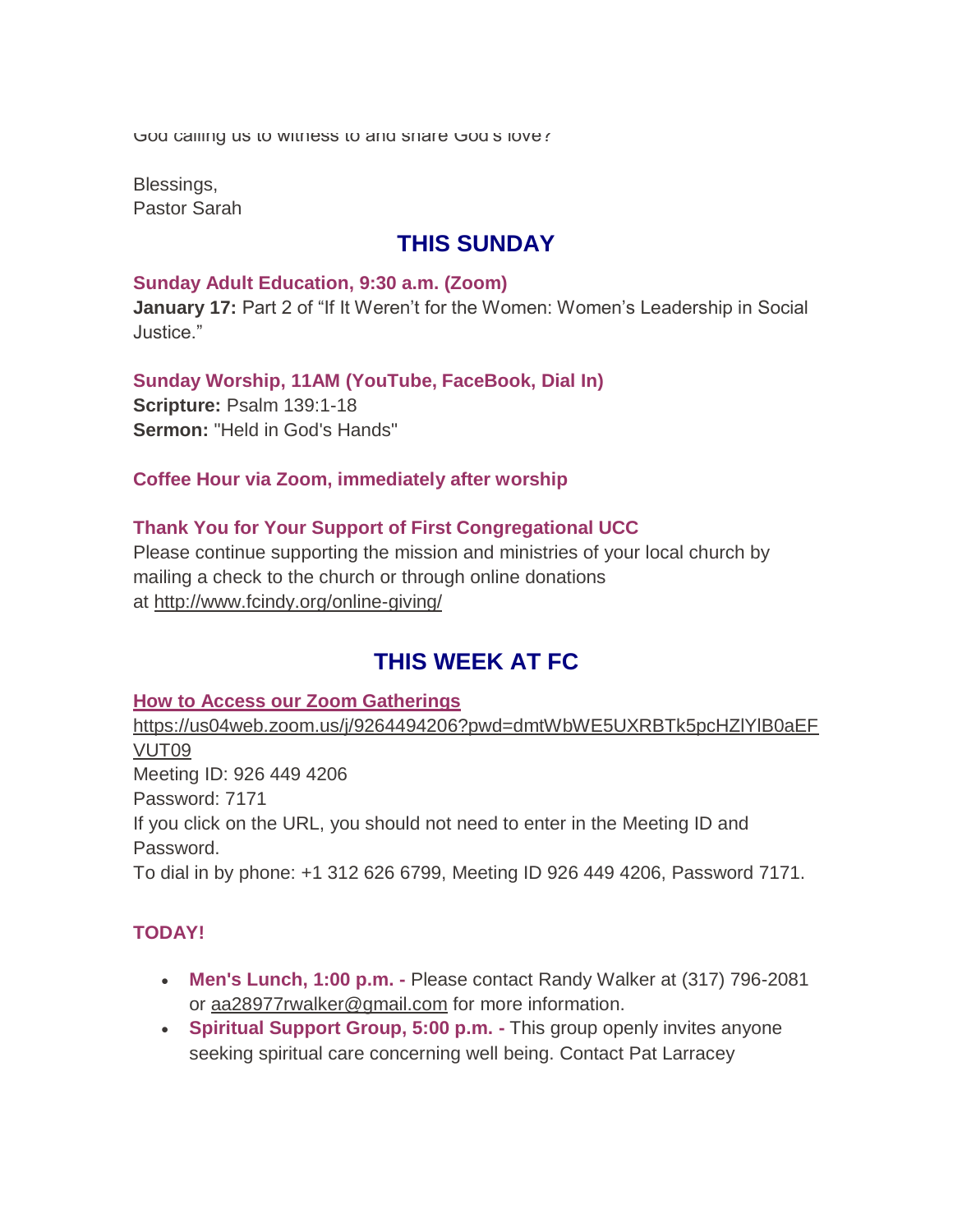God calling us to witness to and share God's love?

Blessings,
Pastor Sarah

## THIS SUNDAY

### Sunday Adult Education, 9:30 a.m. (Zoom)

**January 17:** Part 2 of "If It Weren't for the Women: Women's Leadership in Social Justice."

### Sunday Worship, 11AM (YouTube, FaceBook, Dial In)

**Scripture:** Psalm 139:1-18
**Sermon:** "Held in God's Hands"

### Coffee Hour via Zoom, immediately after worship

### Thank You for Your Support of First Congregational UCC

Please continue supporting the mission and ministries of your local church by mailing a check to the church or through online donations at http://www.fcindy.org/online-giving/

## THIS WEEK AT FC

### How to Access our Zoom Gatherings

https://us04web.zoom.us/j/9264494206?pwd=dmtWbWE5UXRBTk5pcHZlYlB0aEFVUT09
Meeting ID: 926 449 4206
Password: 7171
If you click on the URL, you should not need to enter in the Meeting ID and Password.
To dial in by phone: +1 312 626 6799, Meeting ID 926 449 4206, Password 7171.

### TODAY!

- **Men's Lunch, 1:00 p.m. -** Please contact Randy Walker at (317) 796-2081 or aa28977rwalker@gmail.com for more information.
- **Spiritual Support Group, 5:00 p.m. -** This group openly invites anyone seeking spiritual care concerning well being. Contact Pat Larracey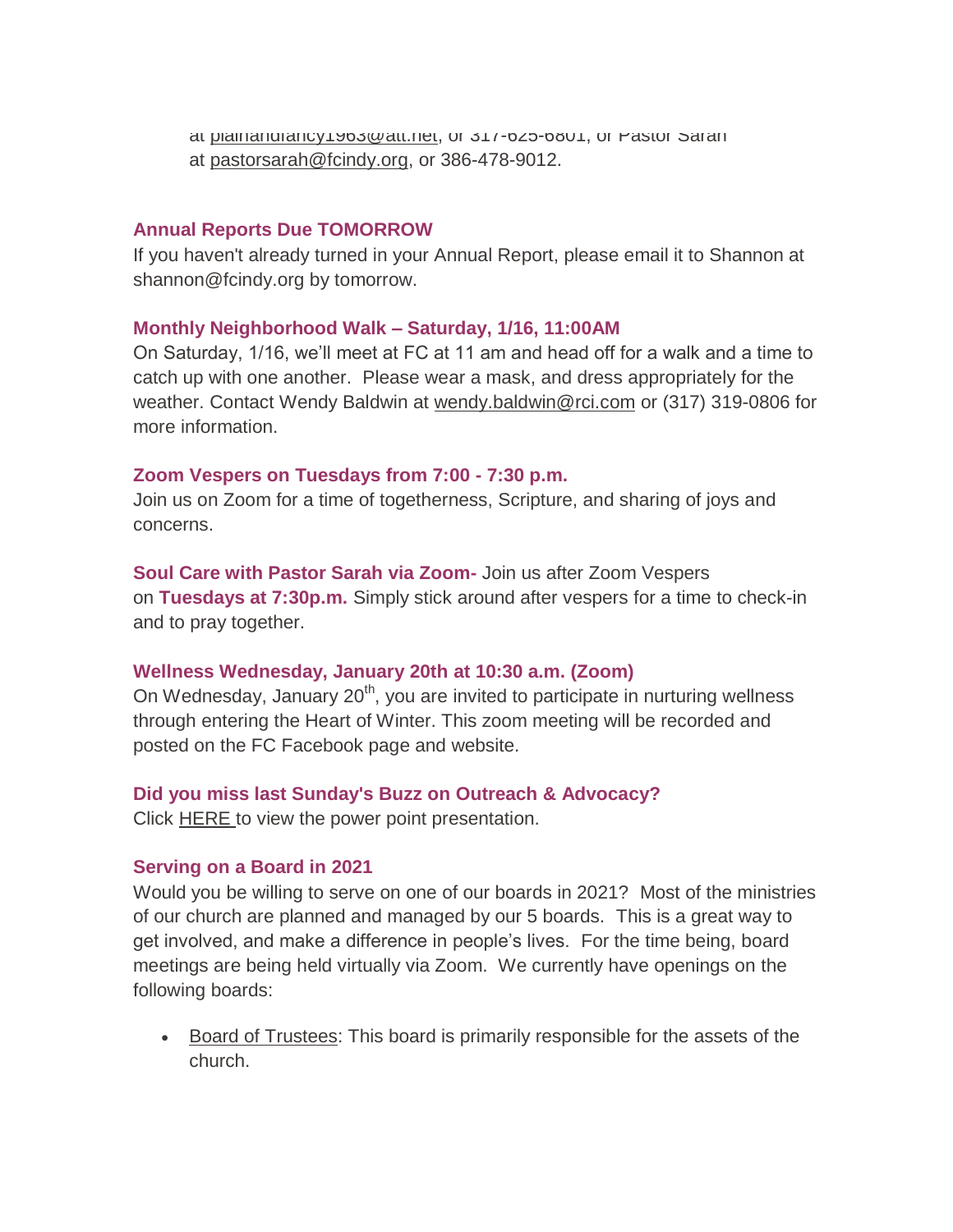at plainandfancy1963@att.net, or 317-625-6801, or Pastor Sarah at pastorsarah@fcindy.org, or 386-478-9012.

**Annual Reports Due TOMORROW**

If you haven't already turned in your Annual Report, please email it to Shannon at shannon@fcindy.org by tomorrow.

**Monthly Neighborhood Walk – Saturday, 1/16, 11:00AM**

On Saturday, 1/16, we'll meet at FC at 11 am and head off for a walk and a time to catch up with one another. Please wear a mask, and dress appropriately for the weather. Contact Wendy Baldwin at wendy.baldwin@rci.com or (317) 319-0806 for more information.

**Zoom Vespers on Tuesdays from 7:00 - 7:30 p.m.**

Join us on Zoom for a time of togetherness, Scripture, and sharing of joys and concerns.

**Soul Care with Pastor Sarah via Zoom-** Join us after Zoom Vespers on **Tuesdays at 7:30p.m.** Simply stick around after vespers for a time to check-in and to pray together.

**Wellness Wednesday, January 20th at 10:30 a.m. (Zoom)**

On Wednesday, January 20th, you are invited to participate in nurturing wellness through entering the Heart of Winter. This zoom meeting will be recorded and posted on the FC Facebook page and website.

**Did you miss last Sunday's Buzz on Outreach & Advocacy?**

Click HERE to view the power point presentation.

**Serving on a Board in 2021**

Would you be willing to serve on one of our boards in 2021? Most of the ministries of our church are planned and managed by our 5 boards. This is a great way to get involved, and make a difference in people's lives. For the time being, board meetings are being held virtually via Zoom. We currently have openings on the following boards:

- Board of Trustees: This board is primarily responsible for the assets of the church.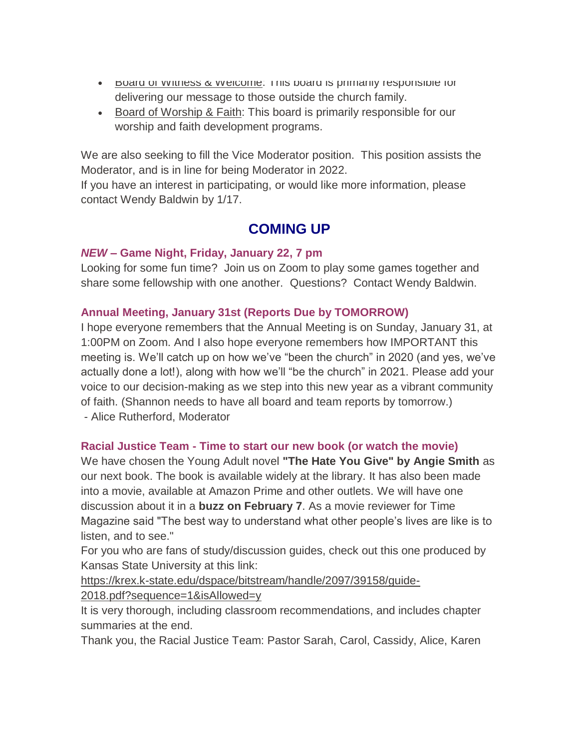- Board of Witness & Welcome: This board is primarily responsible for delivering our message to those outside the church family.
- Board of Worship & Faith: This board is primarily responsible for our worship and faith development programs.

We are also seeking to fill the Vice Moderator position. This position assists the Moderator, and is in line for being Moderator in 2022.
If you have an interest in participating, or would like more information, please contact Wendy Baldwin by 1/17.

## COMING UP

### *NEW* – Game Night, Friday, January 22, 7 pm

Looking for some fun time? Join us on Zoom to play some games together and share some fellowship with one another. Questions? Contact Wendy Baldwin.

### Annual Meeting, January 31st (Reports Due by TOMORROW)

I hope everyone remembers that the Annual Meeting is on Sunday, January 31, at 1:00PM on Zoom. And I also hope everyone remembers how IMPORTANT this meeting is. We'll catch up on how we've "been the church" in 2020 (and yes, we've actually done a lot!), along with how we'll "be the church" in 2021. Please add your voice to our decision-making as we step into this new year as a vibrant community of faith. (Shannon needs to have all board and team reports by tomorrow.)
 - Alice Rutherford, Moderator

### Racial Justice Team - Time to start our new book (or watch the movie)

We have chosen the Young Adult novel **"The Hate You Give" by Angie Smith** as our next book. The book is available widely at the library. It has also been made into a movie, available at Amazon Prime and other outlets. We will have one discussion about it in a **buzz on February 7**. As a movie reviewer for Time Magazine said "The best way to understand what other people's lives are like is to listen, and to see."
For you who are fans of study/discussion guides, check out this one produced by Kansas State University at this link:
https://krex.k-state.edu/dspace/bitstream/handle/2097/39158/guide-2018.pdf?sequence=1&isAllowed=y
It is very thorough, including classroom recommendations, and includes chapter summaries at the end.
Thank you, the Racial Justice Team: Pastor Sarah, Carol, Cassidy, Alice, Karen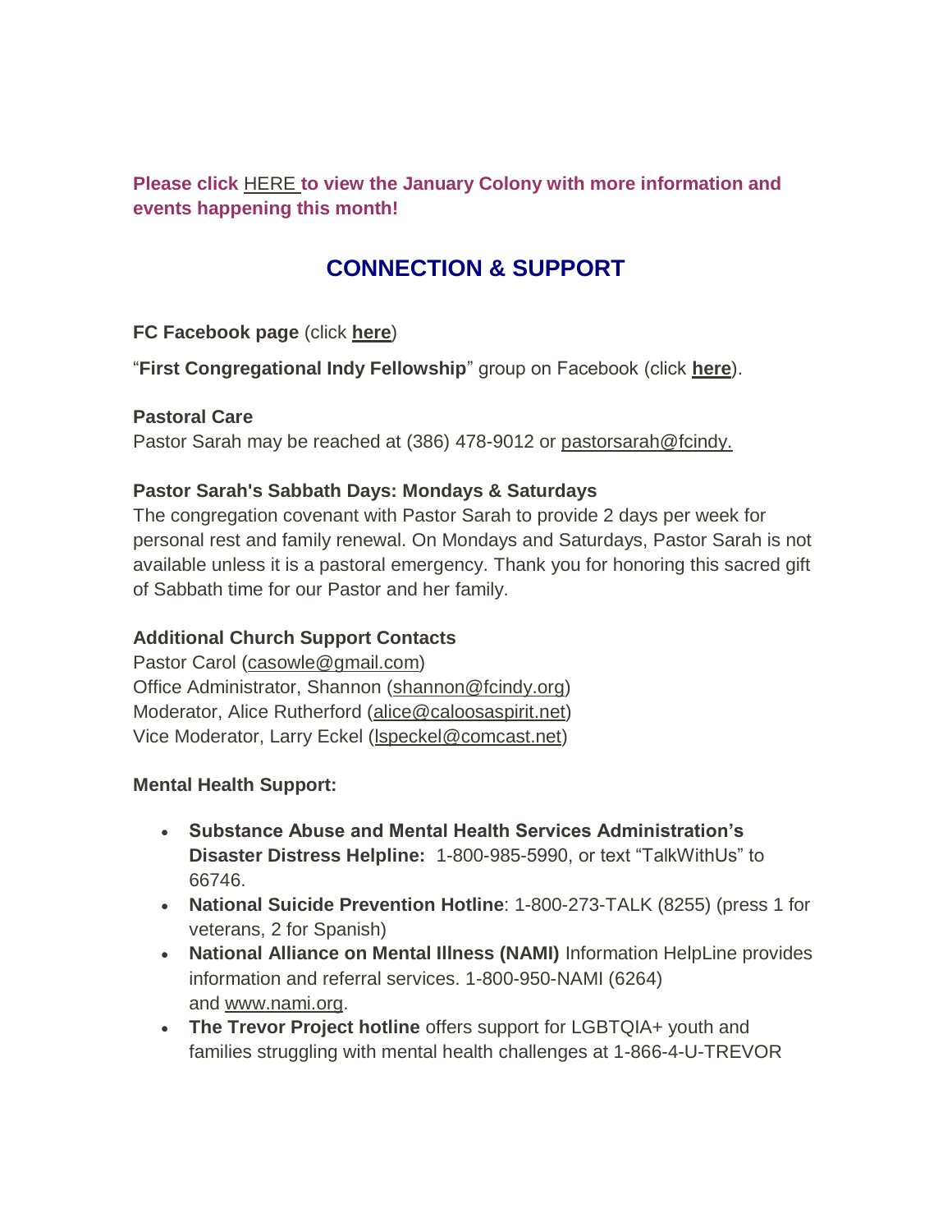**Please click HERE to view the January Colony with more information and events happening this month!**

## CONNECTION & SUPPORT

**FC Facebook page** (click **here**)

"**First Congregational Indy Fellowship**" group on Facebook (click **here**).

**Pastoral Care**
Pastor Sarah may be reached at (386) 478-9012 or pastorsarah@fcindy.

**Pastor Sarah's Sabbath Days: Mondays & Saturdays**
The congregation covenant with Pastor Sarah to provide 2 days per week for personal rest and family renewal. On Mondays and Saturdays, Pastor Sarah is not available unless it is a pastoral emergency. Thank you for honoring this sacred gift of Sabbath time for our Pastor and her family.

**Additional Church Support Contacts**
Pastor Carol (casowle@gmail.com)
Office Administrator, Shannon (shannon@fcindy.org)
Moderator, Alice Rutherford (alice@caloosaspirit.net)
Vice Moderator, Larry Eckel (lspeckel@comcast.net)

**Mental Health Support:**

- **Substance Abuse and Mental Health Services Administration's Disaster Distress Helpline:** 1-800-985-5990, or text "TalkWithUs" to 66746.
- **National Suicide Prevention Hotline**: 1-800-273-TALK (8255) (press 1 for veterans, 2 for Spanish)
- **National Alliance on Mental Illness (NAMI)** Information HelpLine provides information and referral services. 1-800-950-NAMI (6264) and www.nami.org.
- **The Trevor Project hotline** offers support for LGBTQIA+ youth and families struggling with mental health challenges at 1-866-4-U-TREVOR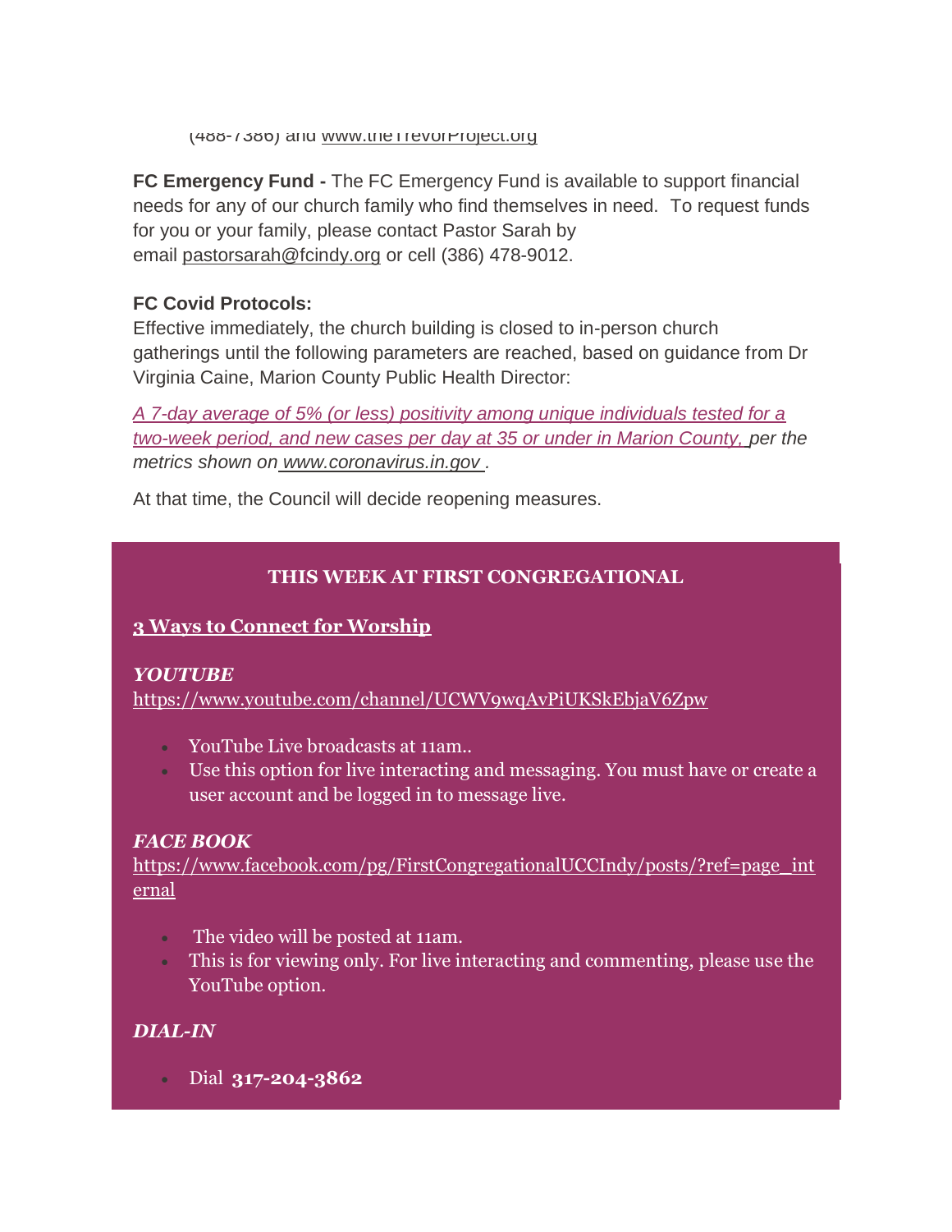(488-7386) and www.theTrevorProject.org

**FC Emergency Fund -** The FC Emergency Fund is available to support financial needs for any of our church family who find themselves in need. To request funds for you or your family, please contact Pastor Sarah by email pastorsarah@fcindy.org or cell (386) 478-9012.

**FC Covid Protocols:**
Effective immediately, the church building is closed to in-person church gatherings until the following parameters are reached, based on guidance from Dr Virginia Caine, Marion County Public Health Director:

*A 7-day average of 5% (or less) positivity among unique individuals tested for a two-week period, and new cases per day at 35 or under in Marion County, per the metrics shown on www.coronavirus.in.gov .*

At that time, the Council will decide reopening measures.

**THIS WEEK AT FIRST CONGREGATIONAL**

**3 Ways to Connect for Worship**

***YOUTUBE***
https://www.youtube.com/channel/UCWV9wqAvPiUKSkEbjaV6Zpw

- YouTube Live broadcasts at 11am..
- Use this option for live interacting and messaging. You must have or create a user account and be logged in to message live.

***FACE BOOK***
https://www.facebook.com/pg/FirstCongregationalUCCIndy/posts/?ref=page_internal

- The video will be posted at 11am.
- This is for viewing only. For live interacting and commenting, please use the YouTube option.

***DIAL-IN***

- Dial **317-204-3862**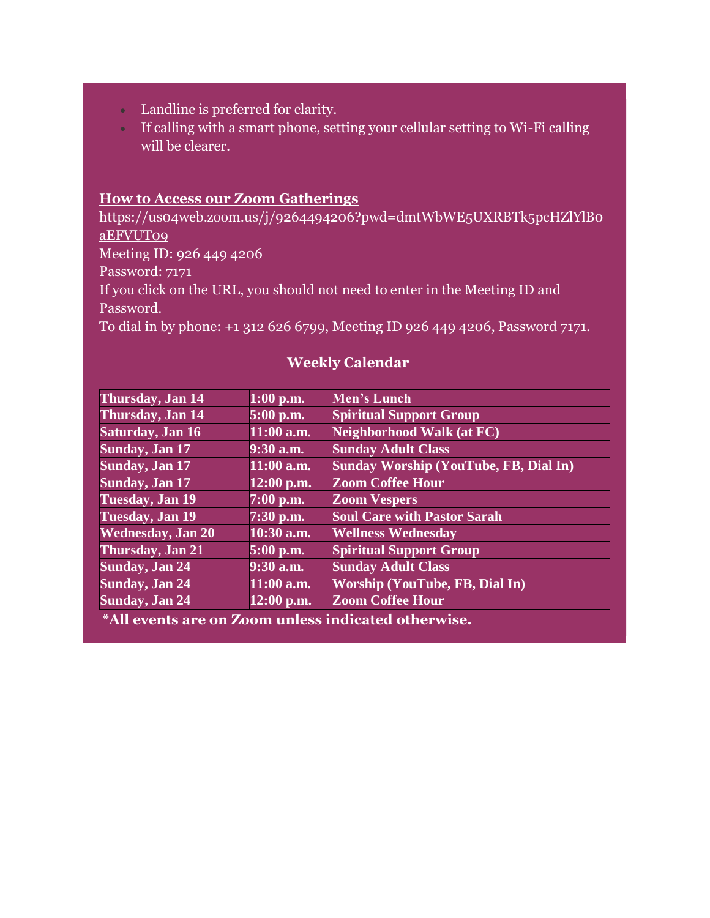- Landline is preferred for clarity.
- If calling with a smart phone, setting your cellular setting to Wi-Fi calling will be clearer.

**How to Access our Zoom Gatherings**

https://us04web.zoom.us/j/9264494206?pwd=dmtWbWE5UXRBTk5pcHZlYlB0aEFVUT09

Meeting ID: 926 449 4206

Password: 7171

If you click on the URL, you should not need to enter in the Meeting ID and Password.

To dial in by phone: +1 312 626 6799, Meeting ID 926 449 4206, Password 7171.

## Weekly Calendar

| | | |
|---|---|---|
| **Thursday, Jan 14** | **1:00 p.m.** | **Men's Lunch** |
| **Thursday, Jan 14** | **5:00 p.m.** | **Spiritual Support Group** |
| **Saturday, Jan 16** | **11:00 a.m.** | **Neighborhood Walk (at FC)** |
| **Sunday, Jan 17** | **9:30 a.m.** | **Sunday Adult Class** |
| **Sunday, Jan 17** | **11:00 a.m.** | **Sunday Worship (YouTube, FB, Dial In)** |
| **Sunday, Jan 17** | **12:00 p.m.** | **Zoom Coffee Hour** |
| **Tuesday, Jan 19** | **7:00 p.m.** | **Zoom Vespers** |
| **Tuesday, Jan 19** | **7:30 p.m.** | **Soul Care with Pastor Sarah** |
| **Wednesday, Jan 20** | **10:30 a.m.** | **Wellness Wednesday** |
| **Thursday, Jan 21** | **5:00 p.m.** | **Spiritual Support Group** |
| **Sunday, Jan 24** | **9:30 a.m.** | **Sunday Adult Class** |
| **Sunday, Jan 24** | **11:00 a.m.** | **Worship (YouTube, FB, Dial In)** |
| **Sunday, Jan 24** | **12:00 p.m.** | **Zoom Coffee Hour** |

**\*All events are on Zoom unless indicated otherwise.**